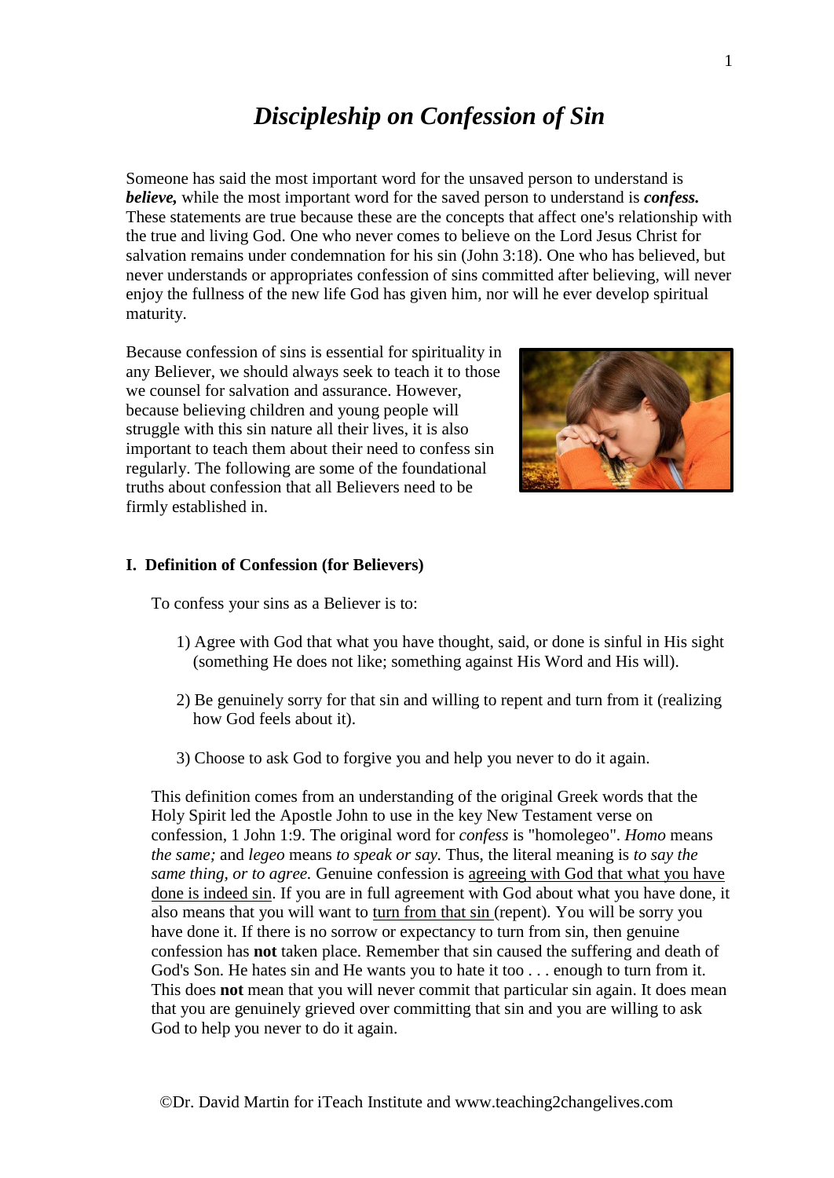# *Discipleship on Confession of Sin*

Someone has said the most important word for the unsaved person to understand is ***believe,*** while the most important word for the saved person to understand is ***confess.*** These statements are true because these are the concepts that affect one's relationship with the true and living God. One who never comes to believe on the Lord Jesus Christ for salvation remains under condemnation for his sin (John 3:18). One who has believed, but never understands or appropriates confession of sins committed after believing, will never enjoy the fullness of the new life God has given him, nor will he ever develop spiritual maturity.

Because confession of sins is essential for spirituality in any Believer, we should always seek to teach it to those we counsel for salvation and assurance. However, because believing children and young people will struggle with this sin nature all their lives, it is also important to teach them about their need to confess sin regularly. The following are some of the foundational truths about confession that all Believers need to be firmly established in.

## I. Definition of Confession (for Believers)

To confess your sins as a Believer is to:

1) Agree with God that what you have thought, said, or done is sinful in His sight (something He does not like; something against His Word and His will).

2) Be genuinely sorry for that sin and willing to repent and turn from it (realizing how God feels about it).

3) Choose to ask God to forgive you and help you never to do it again.

This definition comes from an understanding of the original Greek words that the Holy Spirit led the Apostle John to use in the key New Testament verse on confession, 1 John 1:9. The original word for *confess* is "homolegeo". *Homo* means *the same;* and *legeo* means *to speak or say.* Thus, the literal meaning is *to say the same thing, or to agree.* Genuine confession is <u>agreeing with God that what you have done is indeed sin</u>. If you are in full agreement with God about what you have done, it also means that you will want to <u>turn from that sin</u> (repent). You will be sorry you have done it. If there is no sorrow or expectancy to turn from sin, then genuine confession has **not** taken place. Remember that sin caused the suffering and death of God's Son. He hates sin and He wants you to hate it too . . . enough to turn from it. This does **not** mean that you will never commit that particular sin again. It does mean that you are genuinely grieved over committing that sin and you are willing to ask God to help you never to do it again.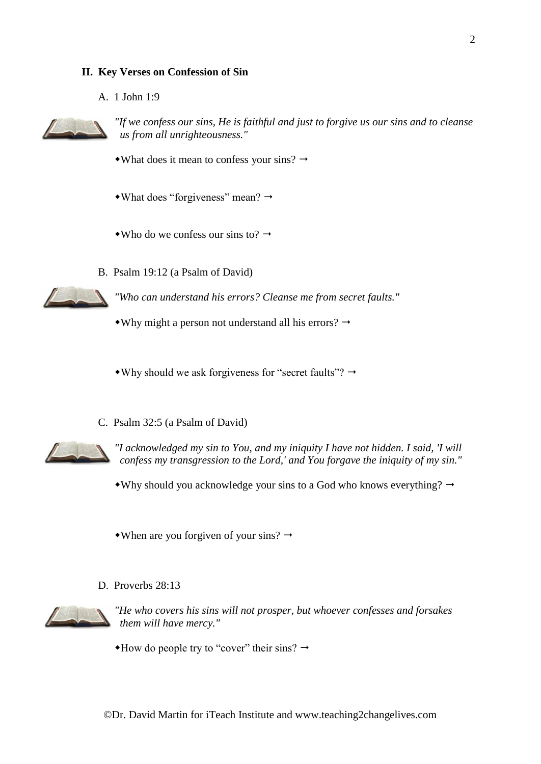## II. Key Verses on Confession of Sin

A. 1 John 1:9

*"If we confess our sins, He is faithful and just to forgive us our sins and to cleanse us from all unrighteousness."*

- What does it mean to confess your sins? →
- What does "forgiveness" mean? →
- Who do we confess our sins to? →

B. Psalm 19:12 (a Psalm of David)

*"Who can understand his errors? Cleanse me from secret faults."*

- Why might a person not understand all his errors? →
- Why should we ask forgiveness for "secret faults"? →

C. Psalm 32:5 (a Psalm of David)

*"I acknowledged my sin to You, and my iniquity I have not hidden. I said, 'I will confess my transgression to the Lord,' and You forgave the iniquity of my sin."*

- Why should you acknowledge your sins to a God who knows everything? →
- When are you forgiven of your sins? →

D. Proverbs 28:13

*"He who covers his sins will not prosper, but whoever confesses and forsakes them will have mercy."*

- How do people try to "cover" their sins? →

©Dr. David Martin for iTeach Institute and www.teaching2changelives.com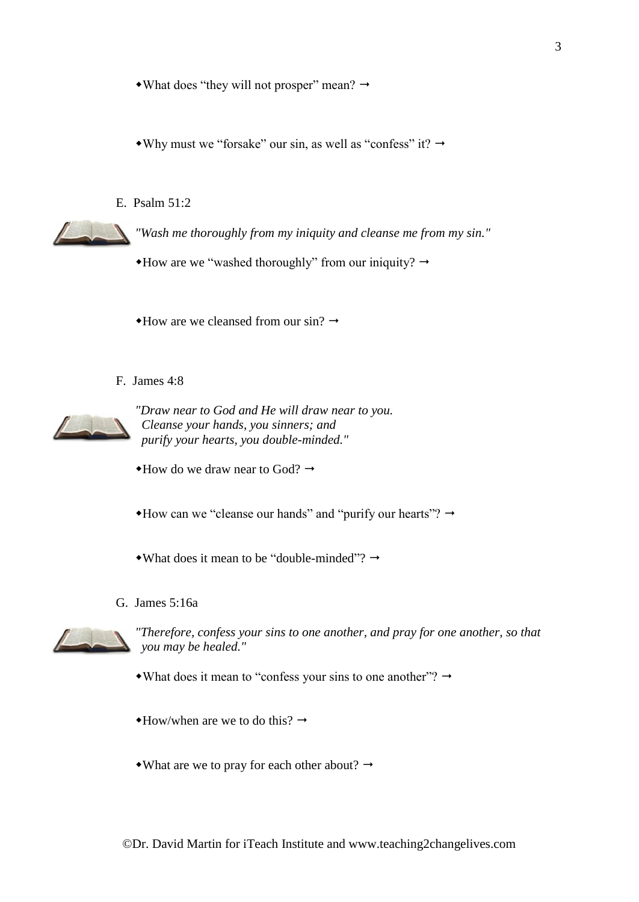◆What does "they will not prosper" mean? →

◆Why must we "forsake" our sin, as well as "confess" it? →

E. Psalm 51:2

*"Wash me thoroughly from my iniquity and cleanse me from my sin."*

◆How are we "washed thoroughly" from our iniquity? →

◆How are we cleansed from our sin? →

F. James 4:8

*"Draw near to God and He will draw near to you.*
*Cleanse your hands, you sinners; and*
*purify your hearts, you double-minded."*

◆How do we draw near to God? →

◆How can we "cleanse our hands" and "purify our hearts"? →

◆What does it mean to be "double-minded"? →

G. James 5:16a

*"Therefore, confess your sins to one another, and pray for one another, so that you may be healed."*

◆What does it mean to "confess your sins to one another"? →

◆How/when are we to do this? →

◆What are we to pray for each other about? →

©Dr. David Martin for iTeach Institute and www.teaching2changelives.com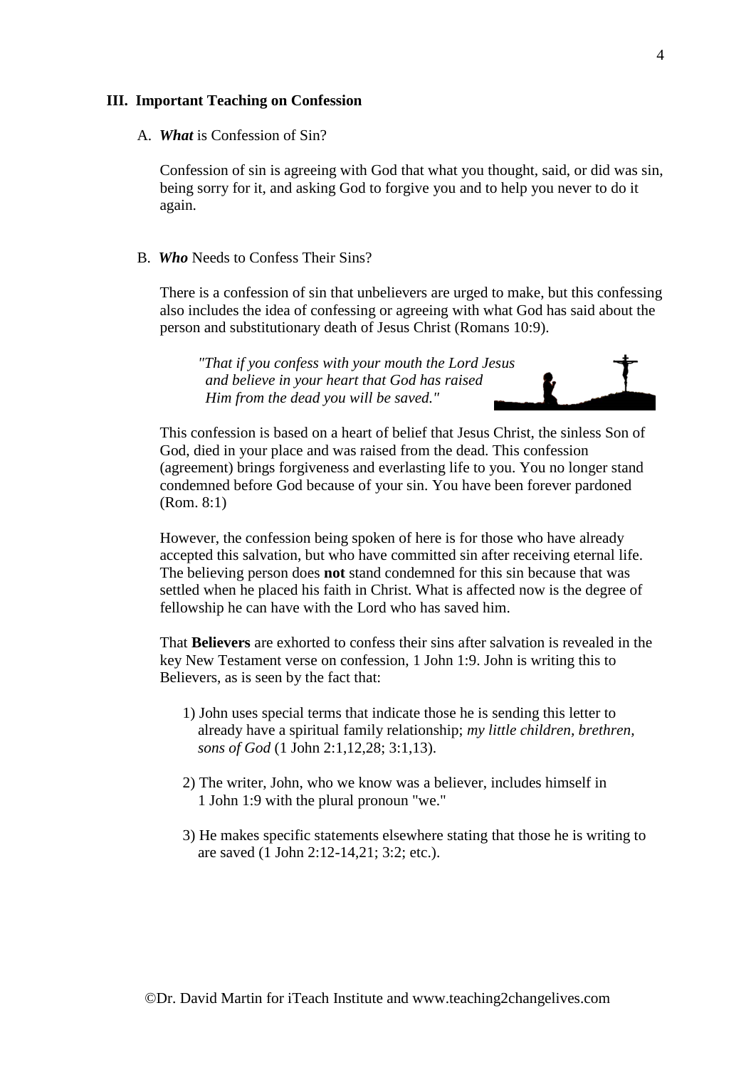## III. Important Teaching on Confession

### A. *What* is Confession of Sin?

Confession of sin is agreeing with God that what you thought, said, or did was sin, being sorry for it, and asking God to forgive you and to help you never to do it again.

### B. *Who* Needs to Confess Their Sins?

There is a confession of sin that unbelievers are urged to make, but this confessing also includes the idea of confessing or agreeing with what God has said about the person and substitutionary death of Jesus Christ (Romans 10:9).

> *"That if you confess with your mouth the Lord Jesus and believe in your heart that God has raised Him from the dead you will be saved."*

This confession is based on a heart of belief that Jesus Christ, the sinless Son of God, died in your place and was raised from the dead. This confession (agreement) brings forgiveness and everlasting life to you. You no longer stand condemned before God because of your sin. You have been forever pardoned (Rom. 8:1)

However, the confession being spoken of here is for those who have already accepted this salvation, but who have committed sin after receiving eternal life. The believing person does **not** stand condemned for this sin because that was settled when he placed his faith in Christ. What is affected now is the degree of fellowship he can have with the Lord who has saved him.

That **Believers** are exhorted to confess their sins after salvation is revealed in the key New Testament verse on confession, 1 John 1:9. John is writing this to Believers, as is seen by the fact that:

1) John uses special terms that indicate those he is sending this letter to already have a spiritual family relationship; *my little children, brethren, sons of God* (1 John 2:1,12,28; 3:1,13).

2) The writer, John, who we know was a believer, includes himself in 1 John 1:9 with the plural pronoun "we."

3) He makes specific statements elsewhere stating that those he is writing to are saved (1 John 2:12-14,21; 3:2; etc.).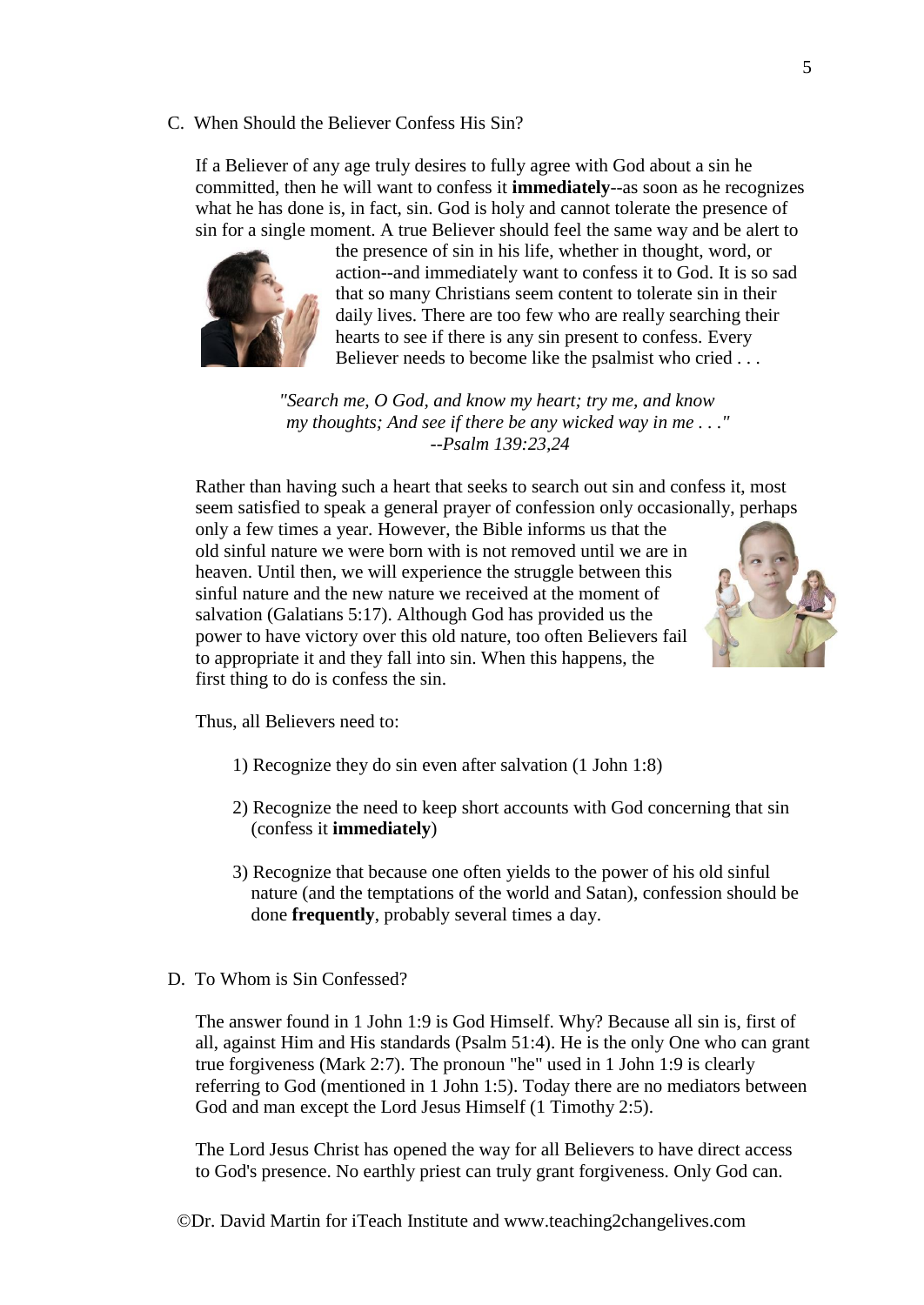## C. When Should the Believer Confess His Sin?

If a Believer of any age truly desires to fully agree with God about a sin he committed, then he will want to confess it **immediately**--as soon as he recognizes what he has done is, in fact, sin. God is holy and cannot tolerate the presence of sin for a single moment. A true Believer should feel the same way and be alert to the presence of sin in his life, whether in thought, word, or action--and immediately want to confess it to God. It is so sad that so many Christians seem content to tolerate sin in their daily lives. There are too few who are really searching their hearts to see if there is any sin present to confess. Every Believer needs to become like the psalmist who cried . . .

> *"Search me, O God, and know my heart; try me, and know my thoughts; And see if there be any wicked way in me . . ."*
> *--Psalm 139:23,24*

Rather than having such a heart that seeks to search out sin and confess it, most seem satisfied to speak a general prayer of confession only occasionally, perhaps only a few times a year. However, the Bible informs us that the old sinful nature we were born with is not removed until we are in heaven. Until then, we will experience the struggle between this sinful nature and the new nature we received at the moment of salvation (Galatians 5:17). Although God has provided us the power to have victory over this old nature, too often Believers fail to appropriate it and they fall into sin. When this happens, the first thing to do is confess the sin.

Thus, all Believers need to:

1) Recognize they do sin even after salvation (1 John 1:8)

2) Recognize the need to keep short accounts with God concerning that sin (confess it **immediately**)

3) Recognize that because one often yields to the power of his old sinful nature (and the temptations of the world and Satan), confession should be done **frequently**, probably several times a day.

## D. To Whom is Sin Confessed?

The answer found in 1 John 1:9 is God Himself. Why? Because all sin is, first of all, against Him and His standards (Psalm 51:4). He is the only One who can grant true forgiveness (Mark 2:7). The pronoun "he" used in 1 John 1:9 is clearly referring to God (mentioned in 1 John 1:5). Today there are no mediators between God and man except the Lord Jesus Himself (1 Timothy 2:5).

The Lord Jesus Christ has opened the way for all Believers to have direct access to God's presence. No earthly priest can truly grant forgiveness. Only God can.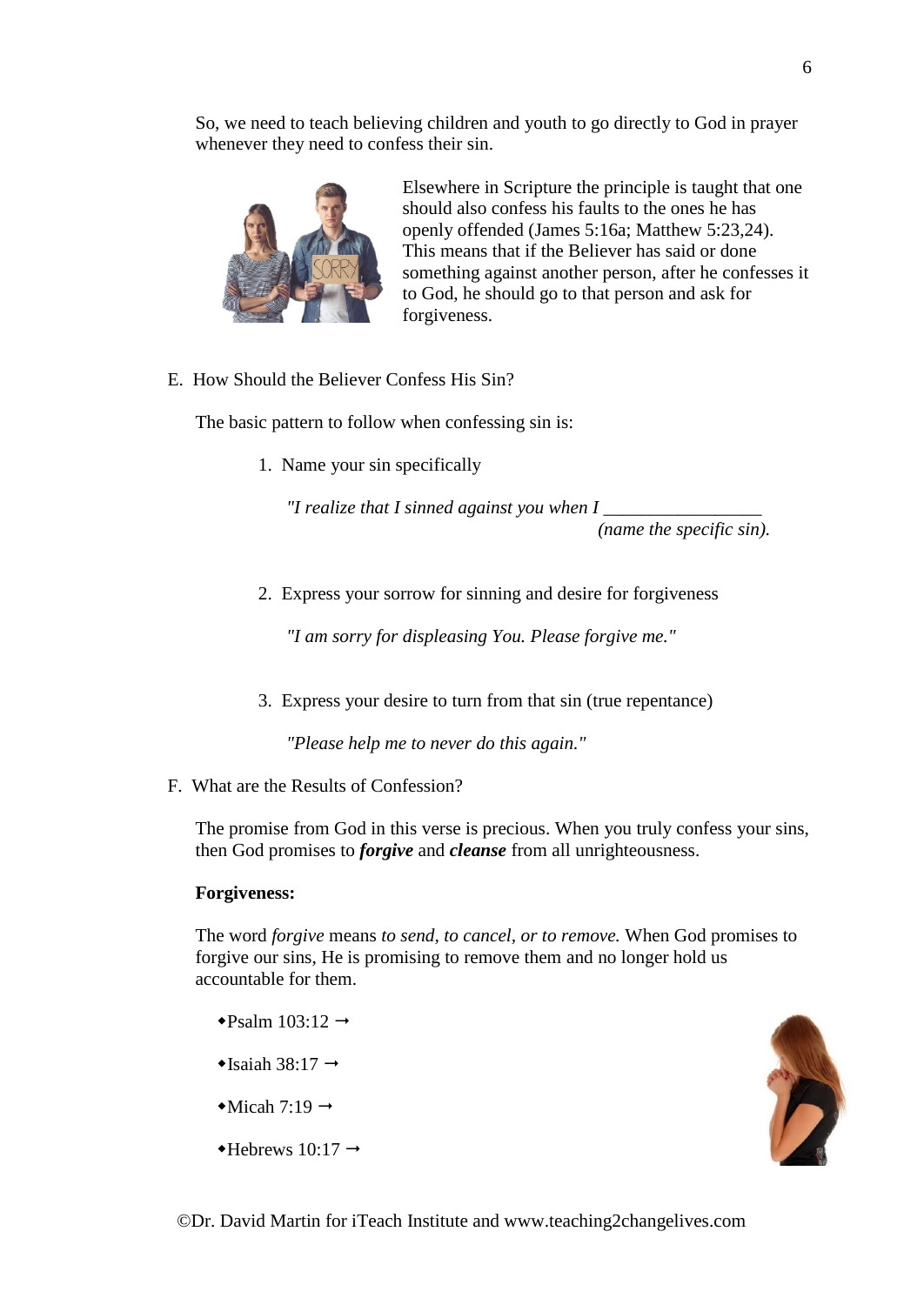So, we need to teach believing children and youth to go directly to God in prayer whenever they need to confess their sin.

Elsewhere in Scripture the principle is taught that one should also confess his faults to the ones he has openly offended (James 5:16a; Matthew 5:23,24). This means that if the Believer has said or done something against another person, after he confesses it to God, he should go to that person and ask for forgiveness.

E. How Should the Believer Confess His Sin?

The basic pattern to follow when confessing sin is:

1. Name your sin specifically

   *"I realize that I sinned against you when I \_\_\_\_\_\_\_\_\_\_\_\_\_\_\_\_\_\_ (name the specific sin).*

2. Express your sorrow for sinning and desire for forgiveness

   *"I am sorry for displeasing You. Please forgive me."*

3. Express your desire to turn from that sin (true repentance)

   *"Please help me to never do this again."*

F. What are the Results of Confession?

The promise from God in this verse is precious. When you truly confess your sins, then God promises to ***forgive*** and ***cleanse*** from all unrighteousness.

**Forgiveness:**

The word *forgive* means *to send, to cancel, or to remove.* When God promises to forgive our sins, He is promising to remove them and no longer hold us accountable for them.

- Psalm 103:12 →
- Isaiah 38:17 →
- Micah 7:19 →
- Hebrews 10:17 →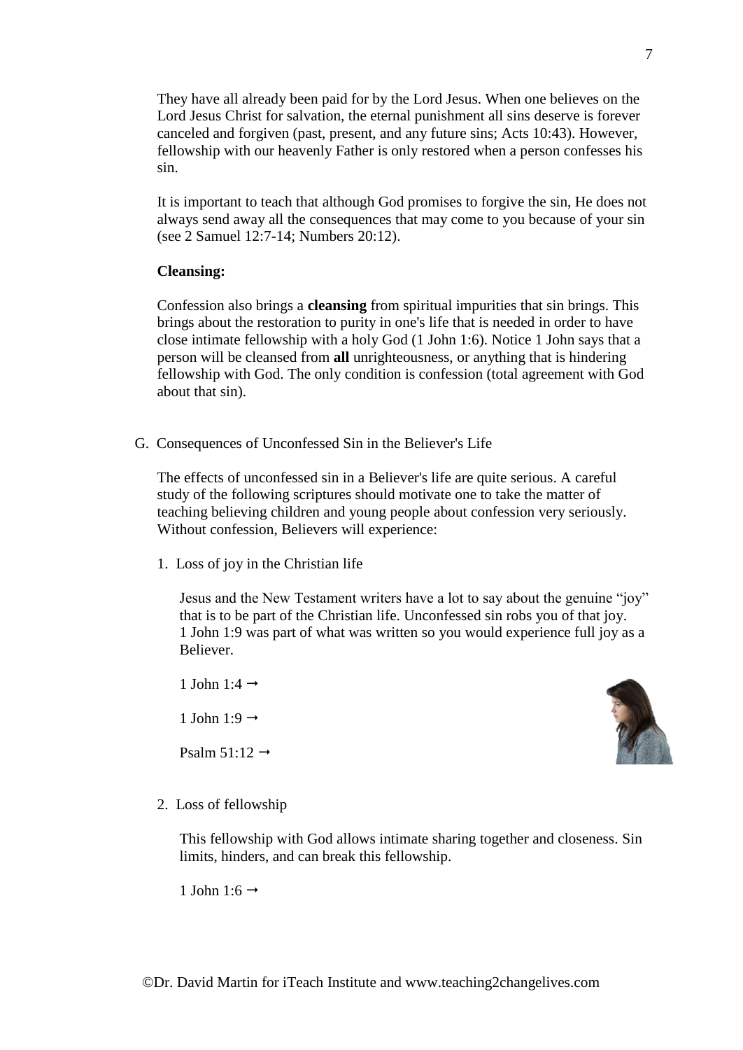They have all already been paid for by the Lord Jesus. When one believes on the Lord Jesus Christ for salvation, the eternal punishment all sins deserve is forever canceled and forgiven (past, present, and any future sins; Acts 10:43). However, fellowship with our heavenly Father is only restored when a person confesses his sin.

It is important to teach that although God promises to forgive the sin, He does not always send away all the consequences that may come to you because of your sin (see 2 Samuel 12:7-14; Numbers 20:12).

**Cleansing:**

Confession also brings a **cleansing** from spiritual impurities that sin brings. This brings about the restoration to purity in one's life that is needed in order to have close intimate fellowship with a holy God (1 John 1:6). Notice 1 John says that a person will be cleansed from **all** unrighteousness, or anything that is hindering fellowship with God. The only condition is confession (total agreement with God about that sin).

G. Consequences of Unconfessed Sin in the Believer's Life

The effects of unconfessed sin in a Believer's life are quite serious. A careful study of the following scriptures should motivate one to take the matter of teaching believing children and young people about confession very seriously. Without confession, Believers will experience:

1. Loss of joy in the Christian life

   Jesus and the New Testament writers have a lot to say about the genuine "joy" that is to be part of the Christian life. Unconfessed sin robs you of that joy. 1 John 1:9 was part of what was written so you would experience full joy as a Believer.

   1 John 1:4 →

   1 John 1:9 →

   Psalm 51:12 →

2. Loss of fellowship

   This fellowship with God allows intimate sharing together and closeness. Sin limits, hinders, and can break this fellowship.

   1 John 1:6 →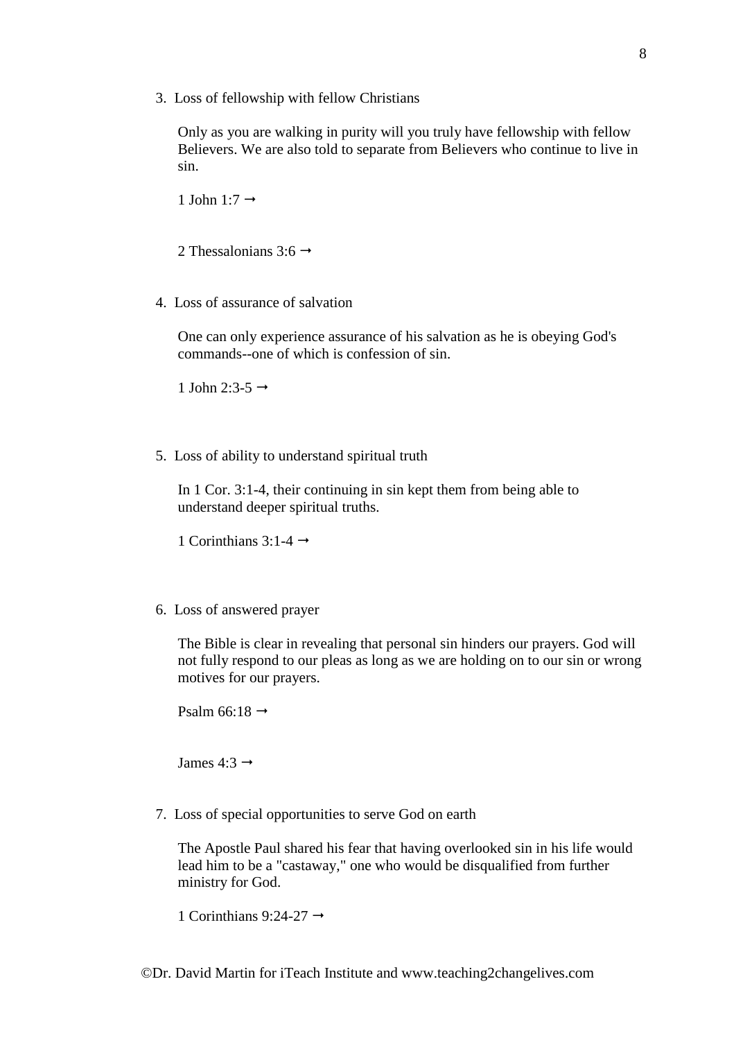3. Loss of fellowship with fellow Christians

   Only as you are walking in purity will you truly have fellowship with fellow Believers. We are also told to separate from Believers who continue to live in sin.

   1 John 1:7 →

   2 Thessalonians 3:6 →

4. Loss of assurance of salvation

   One can only experience assurance of his salvation as he is obeying God's commands--one of which is confession of sin.

   1 John 2:3-5 →

5. Loss of ability to understand spiritual truth

   In 1 Cor. 3:1-4, their continuing in sin kept them from being able to understand deeper spiritual truths.

   1 Corinthians 3:1-4 →

6. Loss of answered prayer

   The Bible is clear in revealing that personal sin hinders our prayers. God will not fully respond to our pleas as long as we are holding on to our sin or wrong motives for our prayers.

   Psalm 66:18 →

   James 4:3 →

7. Loss of special opportunities to serve God on earth

   The Apostle Paul shared his fear that having overlooked sin in his life would lead him to be a "castaway," one who would be disqualified from further ministry for God.

   1 Corinthians 9:24-27 →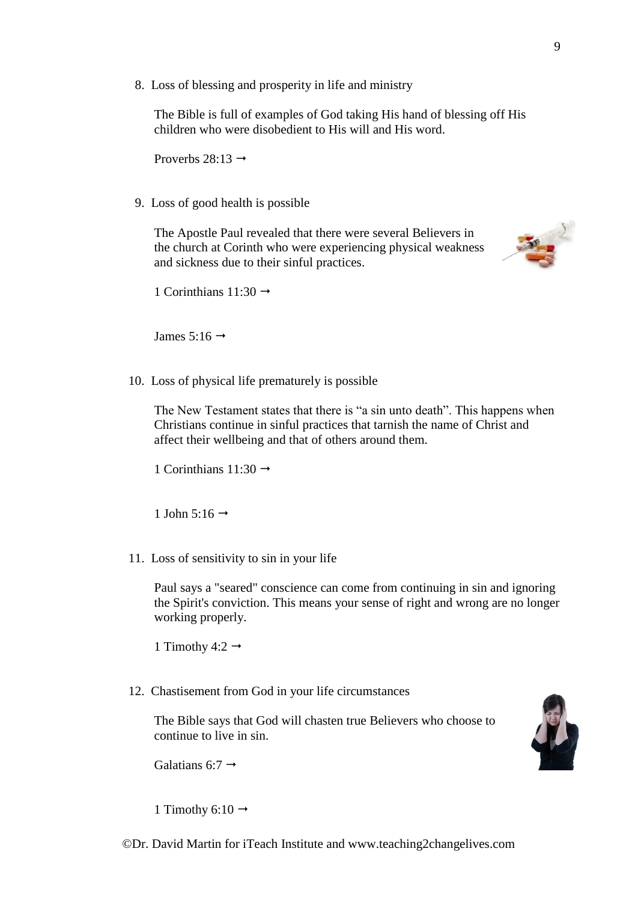8. Loss of blessing and prosperity in life and ministry

   The Bible is full of examples of God taking His hand of blessing off His children who were disobedient to His will and His word.

   Proverbs 28:13 →

9. Loss of good health is possible

   The Apostle Paul revealed that there were several Believers in the church at Corinth who were experiencing physical weakness and sickness due to their sinful practices.

   1 Corinthians 11:30 →

   James 5:16 →

10. Loss of physical life prematurely is possible

    The New Testament states that there is "a sin unto death". This happens when Christians continue in sinful practices that tarnish the name of Christ and affect their wellbeing and that of others around them.

    1 Corinthians 11:30 →

    1 John 5:16 →

11. Loss of sensitivity to sin in your life

    Paul says a "seared" conscience can come from continuing in sin and ignoring the Spirit's conviction. This means your sense of right and wrong are no longer working properly.

    1 Timothy 4:2 →

12. Chastisement from God in your life circumstances

    The Bible says that God will chasten true Believers who choose to continue to live in sin.

    Galatians 6:7 →

    1 Timothy 6:10 →

©Dr. David Martin for iTeach Institute and www.teaching2changelives.com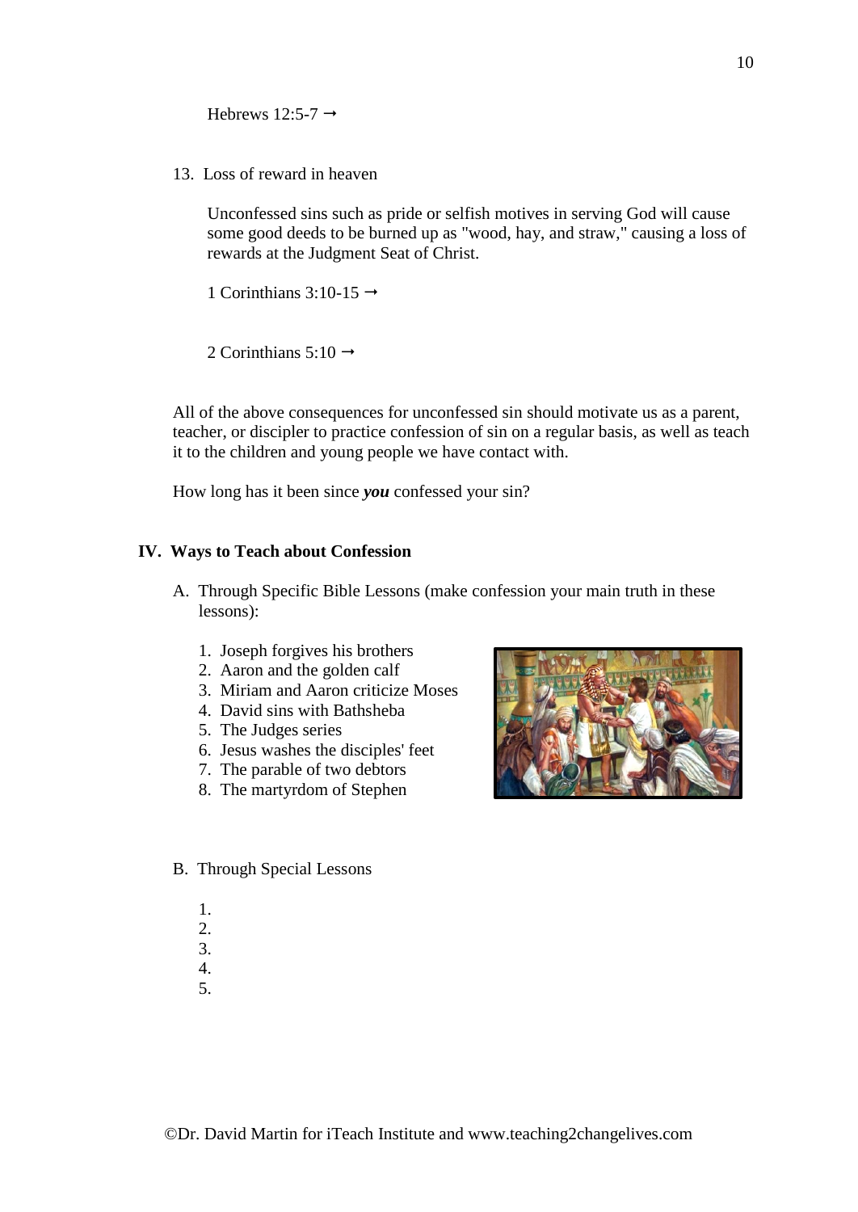Hebrews 12:5-7 →

13. Loss of reward in heaven

Unconfessed sins such as pride or selfish motives in serving God will cause some good deeds to be burned up as "wood, hay, and straw," causing a loss of rewards at the Judgment Seat of Christ.

1 Corinthians 3:10-15 →

2 Corinthians 5:10 →

All of the above consequences for unconfessed sin should motivate us as a parent, teacher, or discipler to practice confession of sin on a regular basis, as well as teach it to the children and young people we have contact with.

How long has it been since ***you*** confessed your sin?

## IV. Ways to Teach about Confession

A. Through Specific Bible Lessons (make confession your main truth in these lessons):

1. Joseph forgives his brothers
2. Aaron and the golden calf
3. Miriam and Aaron criticize Moses
4. David sins with Bathsheba
5. The Judges series
6. Jesus washes the disciples' feet
7. The parable of two debtors
8. The martyrdom of Stephen

B. Through Special Lessons

1.
2.
3.
4.
5.

©Dr. David Martin for iTeach Institute and www.teaching2changelives.com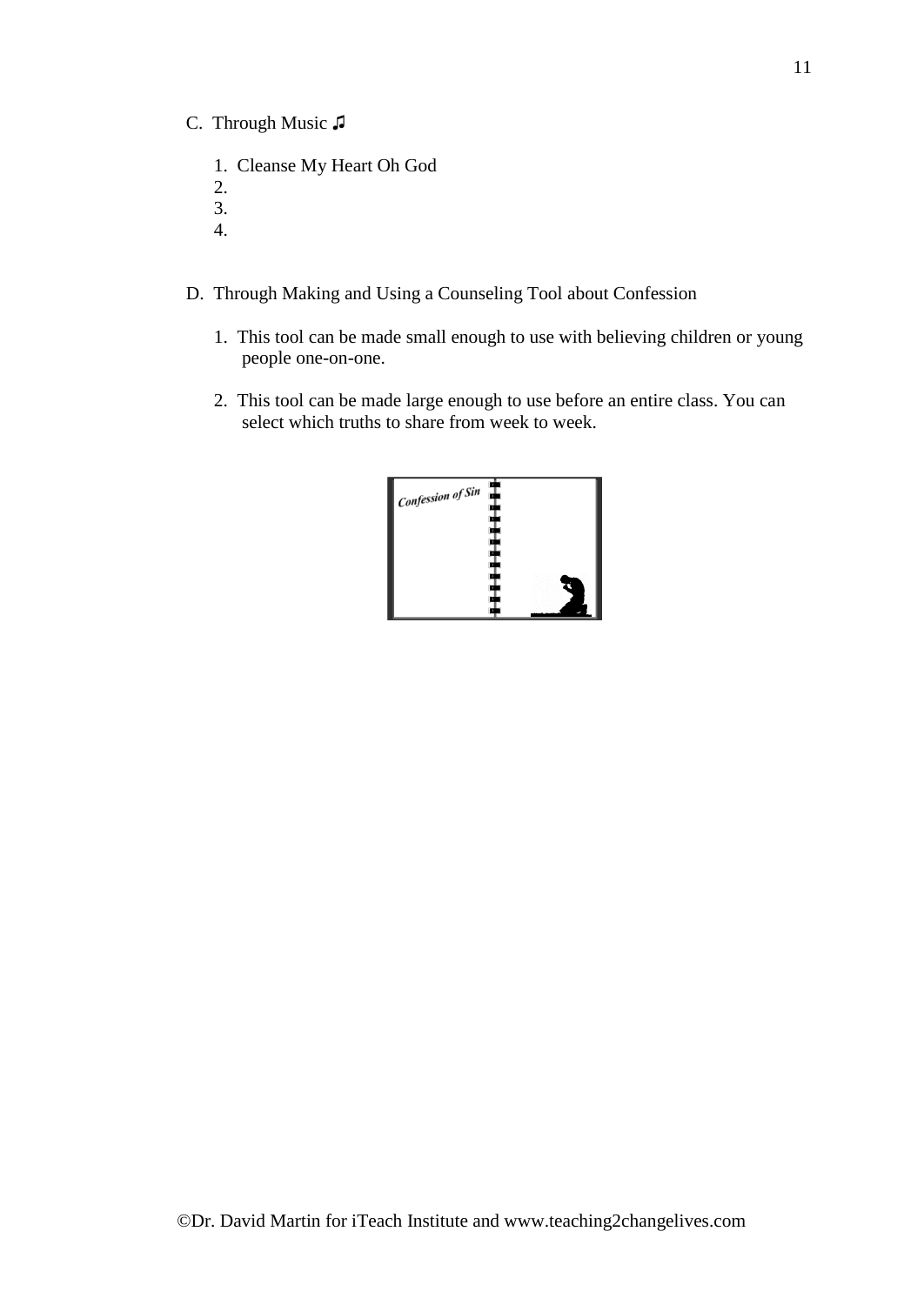C. Through Music ♫

1. Cleanse My Heart Oh God
2. 
3. 
4. 

D. Through Making and Using a Counseling Tool about Confession

1. This tool can be made small enough to use with believing children or young people one-on-one.

2. This tool can be made large enough to use before an entire class. You can select which truths to share from week to week.

©Dr. David Martin for iTeach Institute and www.teaching2changelives.com